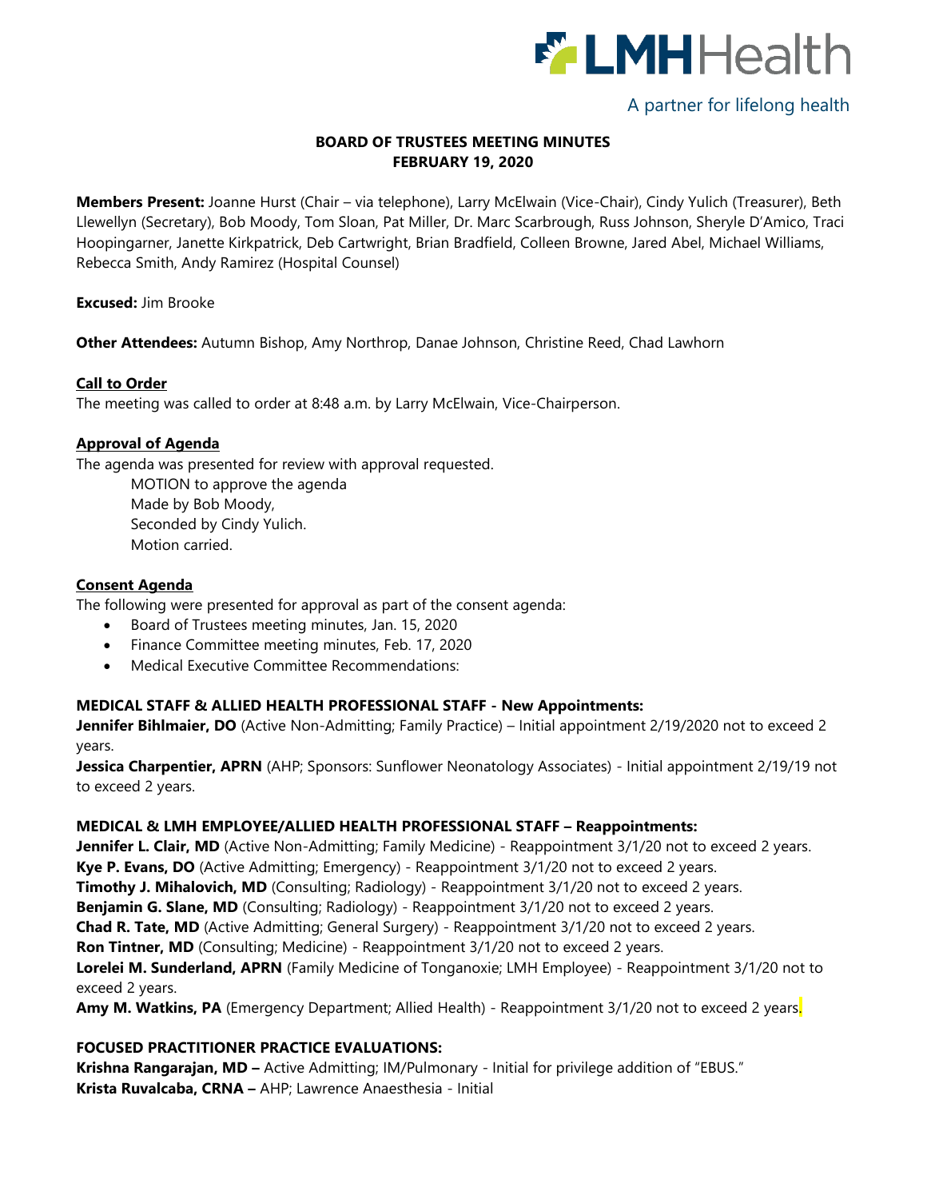LMHHealth

A partner for lifelong health

# BOARD OF TRUSTEES MEETING MINUTES
## FEBRUARY 19, 2020

**Members Present:** Joanne Hurst (Chair – via telephone), Larry McElwain (Vice-Chair), Cindy Yulich (Treasurer), Beth Llewellyn (Secretary), Bob Moody, Tom Sloan, Pat Miller, Dr. Marc Scarbrough, Russ Johnson, Sheryle D'Amico, Traci Hoopingarner, Janette Kirkpatrick, Deb Cartwright, Brian Bradfield, Colleen Browne, Jared Abel, Michael Williams, Rebecca Smith, Andy Ramirez (Hospital Counsel)

**Excused:** Jim Brooke

**Other Attendees:** Autumn Bishop, Amy Northrop, Danae Johnson, Christine Reed, Chad Lawhorn

**Call to Order**

The meeting was called to order at 8:48 a.m. by Larry McElwain, Vice-Chairperson.

**Approval of Agenda**

The agenda was presented for review with approval requested.

MOTION to approve the agenda
Made by Bob Moody,
Seconded by Cindy Yulich.
Motion carried.

**Consent Agenda**

The following were presented for approval as part of the consent agenda:

- Board of Trustees meeting minutes, Jan. 15, 2020
- Finance Committee meeting minutes, Feb. 17, 2020
- Medical Executive Committee Recommendations:

**MEDICAL STAFF & ALLIED HEALTH PROFESSIONAL STAFF - New Appointments:**

**Jennifer Bihlmaier, DO** (Active Non-Admitting; Family Practice) – Initial appointment 2/19/2020 not to exceed 2 years.

**Jessica Charpentier, APRN** (AHP; Sponsors: Sunflower Neonatology Associates) - Initial appointment 2/19/19 not to exceed 2 years.

**MEDICAL & LMH EMPLOYEE/ALLIED HEALTH PROFESSIONAL STAFF – Reappointments:**

**Jennifer L. Clair, MD** (Active Non-Admitting; Family Medicine) - Reappointment 3/1/20 not to exceed 2 years.
**Kye P. Evans, DO** (Active Admitting; Emergency) - Reappointment 3/1/20 not to exceed 2 years.
**Timothy J. Mihalovich, MD** (Consulting; Radiology) - Reappointment 3/1/20 not to exceed 2 years.
**Benjamin G. Slane, MD** (Consulting; Radiology) - Reappointment 3/1/20 not to exceed 2 years.
**Chad R. Tate, MD** (Active Admitting; General Surgery) - Reappointment 3/1/20 not to exceed 2 years.
**Ron Tintner, MD** (Consulting; Medicine) - Reappointment 3/1/20 not to exceed 2 years.
**Lorelei M. Sunderland, APRN** (Family Medicine of Tonganoxie; LMH Employee) - Reappointment 3/1/20 not to exceed 2 years.
**Amy M. Watkins, PA** (Emergency Department; Allied Health) - Reappointment 3/1/20 not to exceed 2 years.

**FOCUSED PRACTITIONER PRACTICE EVALUATIONS:**

**Krishna Rangarajan, MD –** Active Admitting; IM/Pulmonary - Initial for privilege addition of "EBUS."
**Krista Ruvalcaba, CRNA –** AHP; Lawrence Anaesthesia - Initial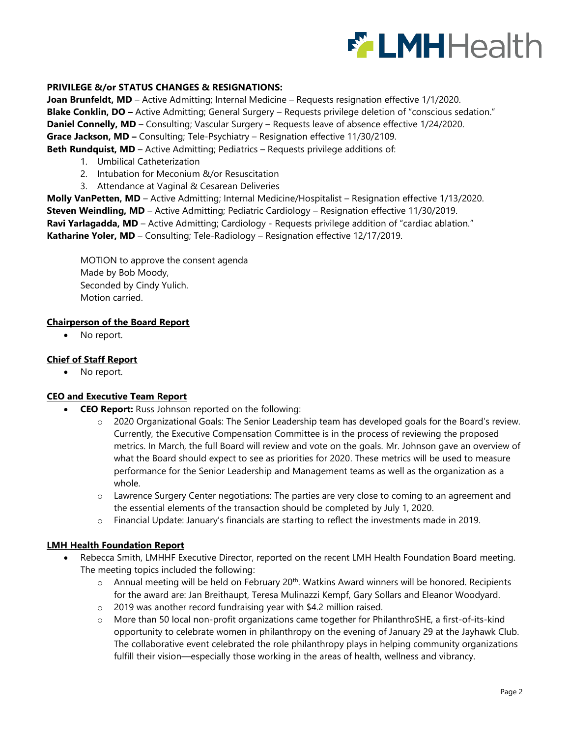**PRIVILEGE &/or STATUS CHANGES & RESIGNATIONS:**

**Joan Brunfeldt, MD** – Active Admitting; Internal Medicine – Requests resignation effective 1/1/2020.
**Blake Conklin, DO –** Active Admitting; General Surgery – Requests privilege deletion of "conscious sedation."
**Daniel Connelly, MD** – Consulting; Vascular Surgery – Requests leave of absence effective 1/24/2020.
**Grace Jackson, MD –** Consulting; Tele-Psychiatry – Resignation effective 11/30/2109.
**Beth Rundquist, MD** – Active Admitting; Pediatrics – Requests privilege additions of:

1. Umbilical Catheterization
2. Intubation for Meconium &/or Resuscitation
3. Attendance at Vaginal & Cesarean Deliveries

**Molly VanPetten, MD** – Active Admitting; Internal Medicine/Hospitalist – Resignation effective 1/13/2020.
**Steven Weindling, MD** – Active Admitting; Pediatric Cardiology – Resignation effective 11/30/2019.
**Ravi Yarlagadda, MD** – Active Admitting; Cardiology - Requests privilege addition of "cardiac ablation."
**Katharine Yoler, MD** – Consulting; Tele-Radiology – Resignation effective 12/17/2019.

MOTION to approve the consent agenda
Made by Bob Moody,
Seconded by Cindy Yulich.
Motion carried.

## Chairperson of the Board Report

- No report.

## Chief of Staff Report

- No report.

## CEO and Executive Team Report

- **CEO Report:** Russ Johnson reported on the following:
  - 2020 Organizational Goals: The Senior Leadership team has developed goals for the Board's review. Currently, the Executive Compensation Committee is in the process of reviewing the proposed metrics. In March, the full Board will review and vote on the goals. Mr. Johnson gave an overview of what the Board should expect to see as priorities for 2020. These metrics will be used to measure performance for the Senior Leadership and Management teams as well as the organization as a whole.
  - Lawrence Surgery Center negotiations: The parties are very close to coming to an agreement and the essential elements of the transaction should be completed by July 1, 2020.
  - Financial Update: January's financials are starting to reflect the investments made in 2019.

## LMH Health Foundation Report

- Rebecca Smith, LMHHF Executive Director, reported on the recent LMH Health Foundation Board meeting. The meeting topics included the following:
  - Annual meeting will be held on February 20th. Watkins Award winners will be honored. Recipients for the award are: Jan Breithaupt, Teresa Mulinazzi Kempf, Gary Sollars and Eleanor Woodyard.
  - 2019 was another record fundraising year with $4.2 million raised.
  - More than 50 local non-profit organizations came together for PhilanthroSHE, a first-of-its-kind opportunity to celebrate women in philanthropy on the evening of January 29 at the Jayhawk Club. The collaborative event celebrated the role philanthropy plays in helping community organizations fulfill their vision—especially those working in the areas of health, wellness and vibrancy.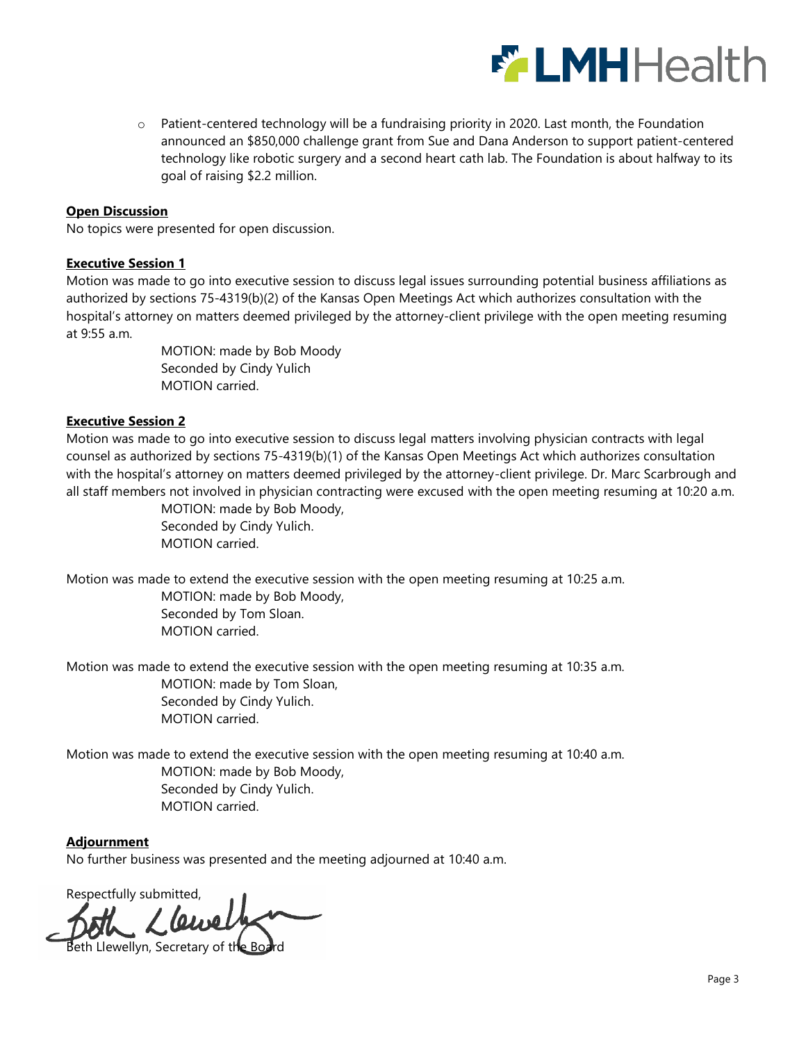- Patient-centered technology will be a fundraising priority in 2020. Last month, the Foundation announced an $850,000 challenge grant from Sue and Dana Anderson to support patient-centered technology like robotic surgery and a second heart cath lab. The Foundation is about halfway to its goal of raising $2.2 million.

**Open Discussion**

No topics were presented for open discussion.

**Executive Session 1**

Motion was made to go into executive session to discuss legal issues surrounding potential business affiliations as authorized by sections 75-4319(b)(2) of the Kansas Open Meetings Act which authorizes consultation with the hospital's attorney on matters deemed privileged by the attorney-client privilege with the open meeting resuming at 9:55 a.m.

MOTION: made by Bob Moody
Seconded by Cindy Yulich
MOTION carried.

**Executive Session 2**

Motion was made to go into executive session to discuss legal matters involving physician contracts with legal counsel as authorized by sections 75-4319(b)(1) of the Kansas Open Meetings Act which authorizes consultation with the hospital's attorney on matters deemed privileged by the attorney-client privilege. Dr. Marc Scarbrough and all staff members not involved in physician contracting were excused with the open meeting resuming at 10:20 a.m.

MOTION: made by Bob Moody,
Seconded by Cindy Yulich.
MOTION carried.

Motion was made to extend the executive session with the open meeting resuming at 10:25 a.m.

MOTION: made by Bob Moody,
Seconded by Tom Sloan.
MOTION carried.

Motion was made to extend the executive session with the open meeting resuming at 10:35 a.m.

MOTION: made by Tom Sloan,
Seconded by Cindy Yulich.
MOTION carried.

Motion was made to extend the executive session with the open meeting resuming at 10:40 a.m.

MOTION: made by Bob Moody,
Seconded by Cindy Yulich.
MOTION carried.

**Adjournment**

No further business was presented and the meeting adjourned at 10:40 a.m.

Respectfully submitted,

Beth Llewellyn, Secretary of the Board